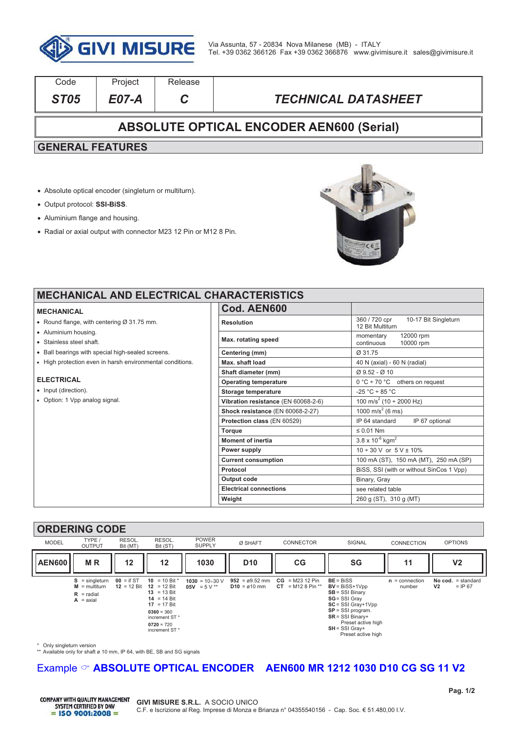GIVI MISURE

Via Assunta, 57 - 20834 Nova Milanese (MB) - ITALY
Tel. +39 0362 366126 Fax +39 0362 366876 www.givimisure.it sales@givimisure.it

| Code | Project | Release | |
|---|---|---|---|
| *ST05* | *E07-A* | *C* | *TECHNICAL DATASHEET* |

# ABSOLUTE OPTICAL ENCODER AEN600 (Serial)

## GENERAL FEATURES

- Absolute optical encoder (singleturn or multiturn).
- Output protocol: **SSI-BiSS**.
- Aluminium flange and housing.
- Radial or axial output with connector M23 12 Pin or M12 8 Pin.

## MECHANICAL AND ELECTRICAL CHARACTERISTICS

### MECHANICAL

- Round flange, with centering Ø 31.75 mm.
- Aluminium housing.
- Stainless steel shaft.
- Ball bearings with special high-sealed screens.
- High protection even in harsh environmental conditions.

### ELECTRICAL

- Input (direction).
- Option: 1 Vpp analog signal.

| Cod. AEN600 | |
|---|---|
| **Resolution** | 360 / 720 cpr 10-17 Bit Singleturn<br>12 Bit Multiturn |
| **Max. rotating speed** | momentary 12000 rpm<br>continuous 10000 rpm |
| **Centering (mm)** | Ø 31.75 |
| **Max. shaft load** | 40 N (axial) - 60 N (radial) |
| **Shaft diameter (mm)** | Ø 9.52 - Ø 10 |
| **Operating temperature** | 0 °C ÷ 70 °C others on request |
| **Storage temperature** | -25 °C ÷ 85 °C |
| **Vibration resistance** (EN 60068-2-6) | 100 $m/s^2$ (10 ÷ 2000 Hz) |
| **Shock resistance** (EN 60068-2-27) | 1000 $m/s^2$ (6 ms) |
| **Protection class** (EN 60529) | IP 64 standard IP 67 optional |
| **Torque** | ≤ 0.01 Nm |
| **Moment of inertia** | $3.8 \times 10^{-6}$ $kgm^2$ |
| **Power supply** | 10 ÷ 30 V or 5 V ± 10% |
| **Current consumption** | 100 mA (ST), 150 mA (MT), 250 mA (SP) |
| **Protocol** | BiSS, SSI (with or without SinCos 1 Vpp) |
| **Output code** | Binary, Gray |
| **Electrical connections** | see related table |
| **Weight** | 260 g (ST), 310 g (MT) |

## ORDERING CODE

| MODEL | TYPE / OUTPUT | RESOL. Bit (MT) | RESOL. Bit (ST) | POWER SUPPLY | Ø SHAFT | CONNECTOR | SIGNAL | CONNECTION | OPTIONS |
|---|---|---|---|---|---|---|---|---|---|
| **AEN600** | **M R** | **12** | **12** | **1030** | **D10** | **CG** | **SG** | **11** | **V2** |
| | **S** = singleturn<br>**M** = multiturn<br>**R** = radial<br>**A** = axial | **00** = if ST<br>**12** = 12 Bit | **10** = 10 Bit *<br>**12** = 12 Bit<br>**13** = 13 Bit<br>**14** = 14 Bit<br>**17** = 17 Bit<br>**0360** = 360 increment ST *<br>**0720** = 720 increment ST * | **1030** = 10÷30 V<br>**05V** = 5 V ** | **952** = ø9.52 mm<br>**D10** = ø10 mm | **CG** = M23 12 Pin<br>**CT** = M12 8 Pin ** | **BE** = BiSS<br>**BV** = BiSS+1Vpp<br>**SB** = SSI Binary<br>**SG** = SSI Gray<br>**SC** = SSI Gray+1Vpp<br>**SP** = SSI program.<br>**SR** = SSI Binary+ Preset active high<br>**SH** = SSI Gray+ Preset active high | **n** = connection number | **No cod.** = standard<br>**V2** = IP 67 |

\* Only singleturn version
\** Available only for shaft ø 10 mm, IP 64, with BE, SB and SG signals

**Example ☞ ABSOLUTE OPTICAL ENCODER AEN600 MR 1212 1030 D10 CG SG 11 V2**

COMPANY WITH QUALITY MANAGEMENT SYSTEM CERTIFIED BY DNV = ISO 9001:2008 =

**GIVI MISURE S.R.L.** A SOCIO UNICO
C.F. e Iscrizione al Reg. Imprese di Monza e Brianza n° 04355540156 - Cap. Soc. € 51.480,00 I.V.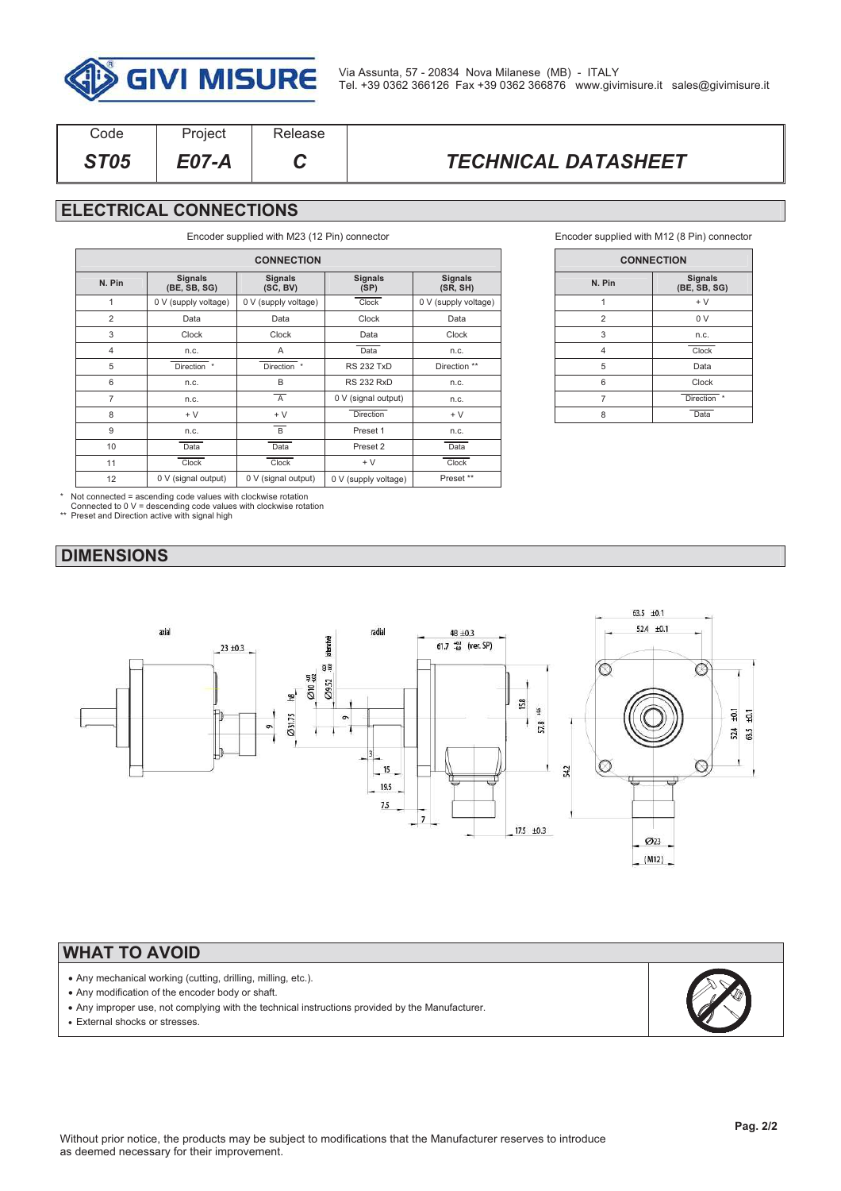GIVI MISURE

Via Assunta, 57 - 20834 Nova Milanese (MB) - ITALY
Tel. +39 0362 366126 Fax +39 0362 366876 www.givimisure.it sales@givimisure.it

| Code | Project | Release | |
|---|---|---|---|
| *ST05* | *E07-A* | *C* | *TECHNICAL DATASHEET* |

## ELECTRICAL CONNECTIONS

Encoder supplied with M23 (12 Pin) connector

| CONNECTION | | | | |
|---|---|---|---|---|
| N. Pin | Signals (BE, SB, SG) | Signals (SC, BV) | Signals (SP) | Signals (SR, SH) |
| 1 | 0 V (supply voltage) | 0 V (supply voltage) | $\overline{\text{Clock}}$ | 0 V (supply voltage) |
| 2 | Data | Data | Clock | Data |
| 3 | Clock | Clock | Data | Clock |
| 4 | n.c. | A | $\overline{\text{Data}}$ | n.c. |
| 5 | $\overline{\text{Direction}}$ * | $\overline{\text{Direction}}$ * | RS 232 TxD | Direction ** |
| 6 | n.c. | B | RS 232 RxD | n.c. |
| 7 | n.c. | $\overline{\text{A}}$ | 0 V (signal output) | n.c. |
| 8 | + V | + V | $\overline{\text{Direction}}$ | + V |
| 9 | n.c. | $\overline{\text{B}}$ | Preset 1 | n.c. |
| 10 | $\overline{\text{Data}}$ | $\overline{\text{Data}}$ | Preset 2 | $\overline{\text{Data}}$ |
| 11 | $\overline{\text{Clock}}$ | $\overline{\text{Clock}}$ | + V | $\overline{\text{Clock}}$ |
| 12 | 0 V (signal output) | 0 V (signal output) | 0 V (supply voltage) | Preset ** |

Encoder supplied with M12 (8 Pin) connector

| CONNECTION | |
|---|---|
| N. Pin | Signals (BE, SB, SG) |
| 1 | + V |
| 2 | 0 V |
| 3 | n.c. |
| 4 | $\overline{\text{Clock}}$ |
| 5 | Data |
| 6 | Clock |
| 7 | $\overline{\text{Direction}}$ * |
| 8 | $\overline{\text{Data}}$ |

\* Not connected = ascending code values with clockwise rotation
Connected to 0 V = descending code values with clockwise rotation
\*\* Preset and Direction active with signal high

## DIMENSIONS

axial
23 ±0.3
radial
48 ±0.3
61.7 (ver. SP)
Ø31.75
Ø10
Ø9.52
9
3
15
19.5
7.5
7
15.8
57.8
54.2
17.5 ±0.3
63.5 ±0.1
52.4 ±0.1
52.4 ±0.1
63.5 ±0.1
Ø23
(M12)

## WHAT TO AVOID

- Any mechanical working (cutting, drilling, milling, etc.).
- Any modification of the encoder body or shaft.
- Any improper use, not complying with the technical instructions provided by the Manufacturer.
- External shocks or stresses.

Without prior notice, the products may be subject to modifications that the Manufacturer reserves to introduce as deemed necessary for their improvement.